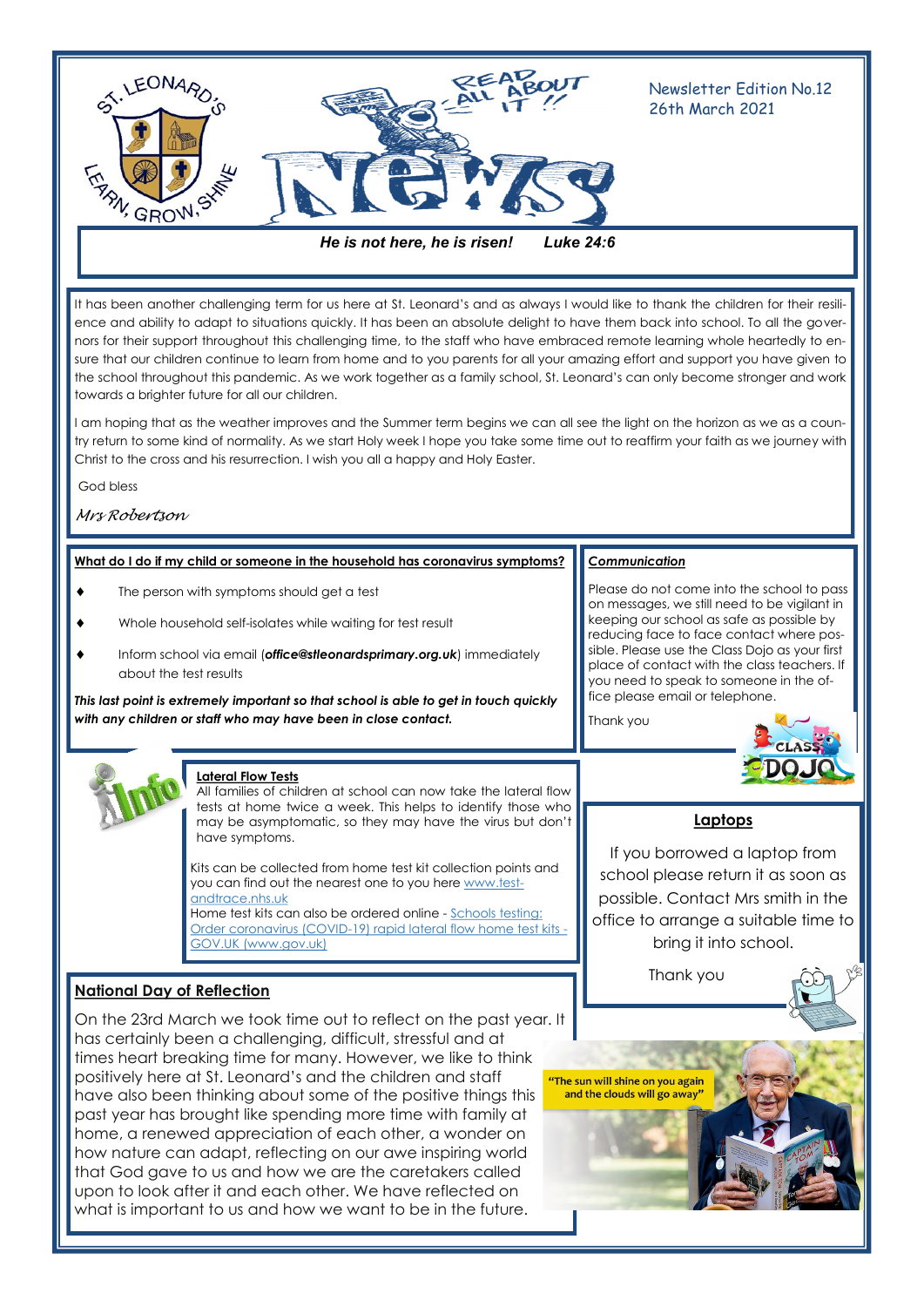Newsletter Edition No.12
26th March 2021

***He is not here, he is risen! Luke 24:6***

It has been another challenging term for us here at St. Leonard's and as always I would like to thank the children for their resilience and ability to adapt to situations quickly. It has been an absolute delight to have them back into school. To all the governors for their support throughout this challenging time, to the staff who have embraced remote learning whole heartedly to ensure that our children continue to learn from home and to you parents for all your amazing effort and support you have given to the school throughout this pandemic. As we work together as a family school, St. Leonard's can only become stronger and work towards a brighter future for all our children.

I am hoping that as the weather improves and the Summer term begins we can all see the light on the horizon as we as a country return to some kind of normality. As we start Holy week I hope you take some time out to reaffirm your faith as we journey with Christ to the cross and his resurrection. I wish you all a happy and Holy Easter.

God bless

*Mrs Robertson*

## What do I do if my child or someone in the household has coronavirus symptoms?

- The person with symptoms should get a test
- Whole household self-isolates while waiting for test result
- Inform school via email (***office@stleonardsprimary.org.uk***) immediately about the test results

***This last point is extremely important so that school is able to get in touch quickly with any children or staff who may have been in close contact.***

## *Communication*

Please do not come into the school to pass on messages, we still need to be vigilant in keeping our school as safe as possible by reducing face to face contact where possible. Please use the Class Dojo as your first place of contact with the class teachers. If you need to speak to someone in the office please email or telephone.

Thank you

## Lateral Flow Tests

All families of children at school can now take the lateral flow tests at home twice a week. This helps to identify those who may be asymptomatic, so they may have the virus but don't have symptoms.

Kits can be collected from home test kit collection points and you can find out the nearest one to you here www.test-andtrace.nhs.uk
Home test kits can also be ordered online - Schools testing: Order coronavirus (COVID-19) rapid lateral flow home test kits - GOV.UK (www.gov.uk)

## Laptops

If you borrowed a laptop from school please return it as soon as possible. Contact Mrs smith in the office to arrange a suitable time to bring it into school.

Thank you

## National Day of Reflection

On the 23rd March we took time out to reflect on the past year. It has certainly been a challenging, difficult, stressful and at times heart breaking time for many. However, we like to think positively here at St. Leonard's and the children and staff have also been thinking about some of the positive things this past year has brought like spending more time with family at home, a renewed appreciation of each other, a wonder on how nature can adapt, reflecting on our awe inspiring world that God gave to us and how we are the caretakers called upon to look after it and each other. We have reflected on what is important to us and how we want to be in the future.

"The sun will shine on you again and the clouds will go away"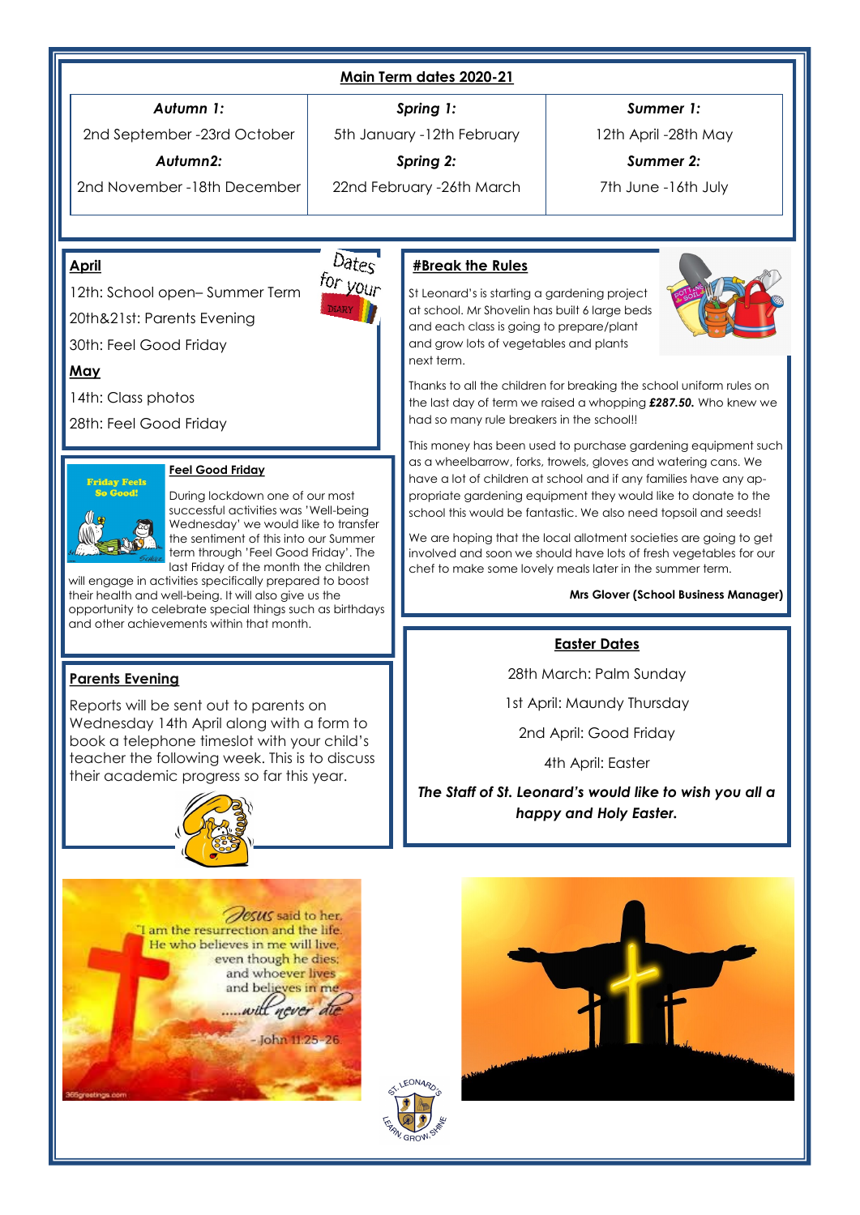## Main Term dates 2020-21

| | | |
|---|---|---|
| ***Autumn 1:*** | ***Spring 1:*** | ***Summer 1:*** |
| 2nd September -23rd October | 5th January -12th February | 12th April -28th May |
| ***Autumn2:*** | ***Spring 2:*** | ***Summer 2:*** |
| 2nd November -18th December | 22nd February -26th March | 7th June -16th July |

### April

12th: School open– Summer Term

20th&21st: Parents Evening

30th: Feel Good Friday

### May

14th: Class photos

28th: Feel Good Friday

### Feel Good Friday

During lockdown one of our most successful activities was 'Well-being Wednesday' we would like to transfer the sentiment of this into our Summer term through 'Feel Good Friday'. The last Friday of the month the children will engage in activities specifically prepared to boost their health and well-being. It will also give us the opportunity to celebrate special things such as birthdays and other achievements within that month.

### Parents Evening

Reports will be sent out to parents on Wednesday 14th April along with a form to book a telephone timeslot with your child's teacher the following week. This is to discuss their academic progress so far this year.

### #Break the Rules

St Leonard's is starting a gardening project at school. Mr Shovelin has built 6 large beds and each class is going to prepare/plant and grow lots of vegetables and plants next term.

Thanks to all the children for breaking the school uniform rules on the last day of term we raised a whopping ***£287.50.*** Who knew we had so many rule breakers in the school!!

This money has been used to purchase gardening equipment such as a wheelbarrow, forks, trowels, gloves and watering cans. We have a lot of children at school and if any families have any appropriate gardening equipment they would like to donate to the school this would be fantastic. We also need topsoil and seeds!

We are hoping that the local allotment societies are going to get involved and soon we should have lots of fresh vegetables for our chef to make some lovely meals later in the summer term.

**Mrs Glover (School Business Manager)**

### Easter Dates

28th March: Palm Sunday

1st April: Maundy Thursday

2nd April: Good Friday

4th April: Easter

***The Staff of St. Leonard's would like to wish you all a happy and Holy Easter.***